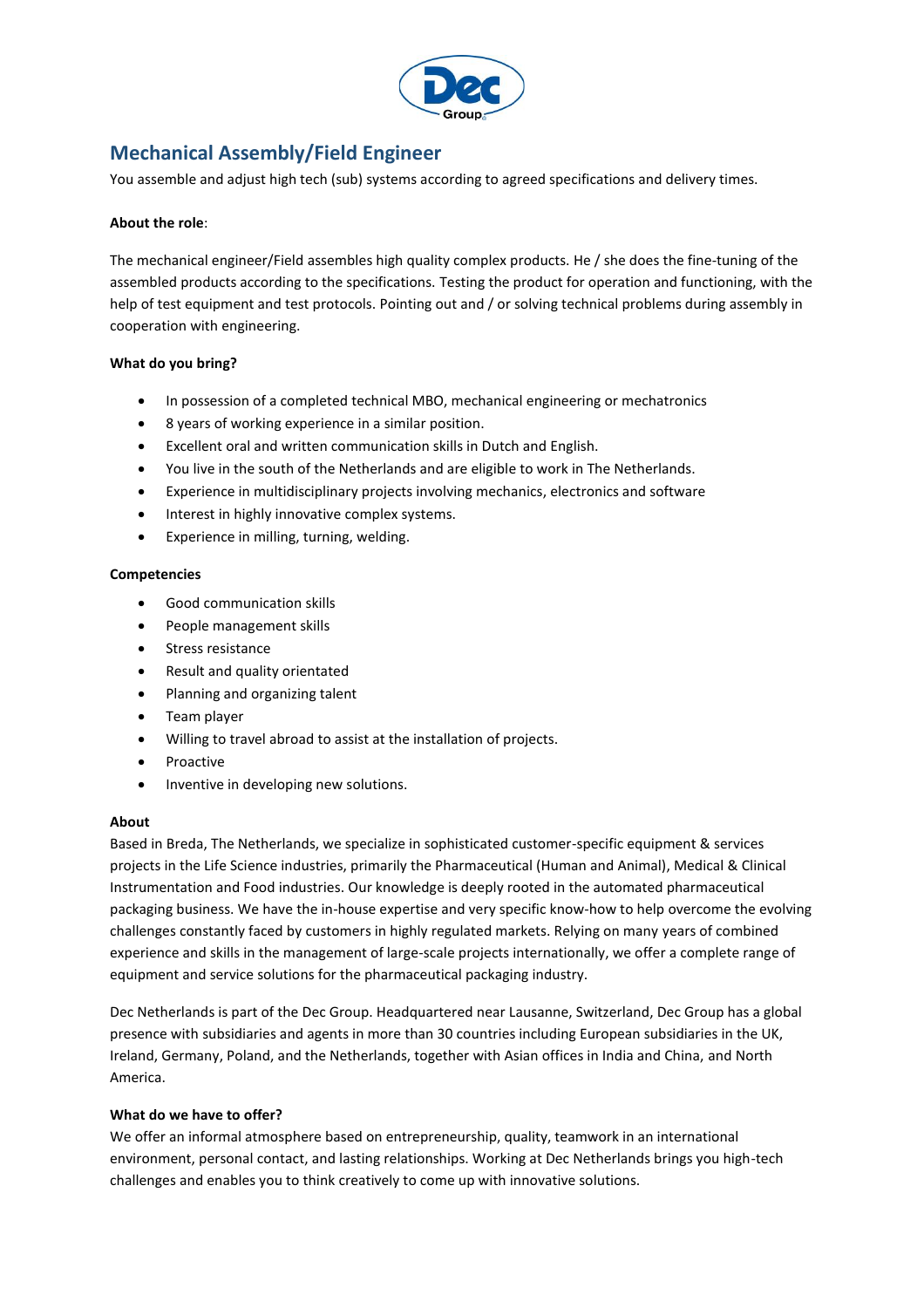# Mechanical Assembly/Field Engineer

You assemble and adjust high tech (sub) systems according to agreed specifications and delivery times.

**About the role**:

The mechanical engineer/Field assembles high quality complex products. He / she does the fine-tuning of the assembled products according to the specifications. Testing the product for operation and functioning, with the help of test equipment and test protocols. Pointing out and / or solving technical problems during assembly in cooperation with engineering.

**What do you bring?**

- In possession of a completed technical MBO, mechanical engineering or mechatronics
- 8 years of working experience in a similar position.
- Excellent oral and written communication skills in Dutch and English.
- You live in the south of the Netherlands and are eligible to work in The Netherlands.
- Experience in multidisciplinary projects involving mechanics, electronics and software
- Interest in highly innovative complex systems.
- Experience in milling, turning, welding.

**Competencies**

- Good communication skills
- People management skills
- Stress resistance
- Result and quality orientated
- Planning and organizing talent
- Team player
- Willing to travel abroad to assist at the installation of projects.
- Proactive
- Inventive in developing new solutions.

**About**

Based in Breda, The Netherlands, we specialize in sophisticated customer-specific equipment & services projects in the Life Science industries, primarily the Pharmaceutical (Human and Animal), Medical & Clinical Instrumentation and Food industries. Our knowledge is deeply rooted in the automated pharmaceutical packaging business. We have the in-house expertise and very specific know-how to help overcome the evolving challenges constantly faced by customers in highly regulated markets. Relying on many years of combined experience and skills in the management of large-scale projects internationally, we offer a complete range of equipment and service solutions for the pharmaceutical packaging industry.

Dec Netherlands is part of the Dec Group. Headquartered near Lausanne, Switzerland, Dec Group has a global presence with subsidiaries and agents in more than 30 countries including European subsidiaries in the UK, Ireland, Germany, Poland, and the Netherlands, together with Asian offices in India and China, and North America.

**What do we have to offer?**

We offer an informal atmosphere based on entrepreneurship, quality, teamwork in an international environment, personal contact, and lasting relationships. Working at Dec Netherlands brings you high-tech challenges and enables you to think creatively to come up with innovative solutions.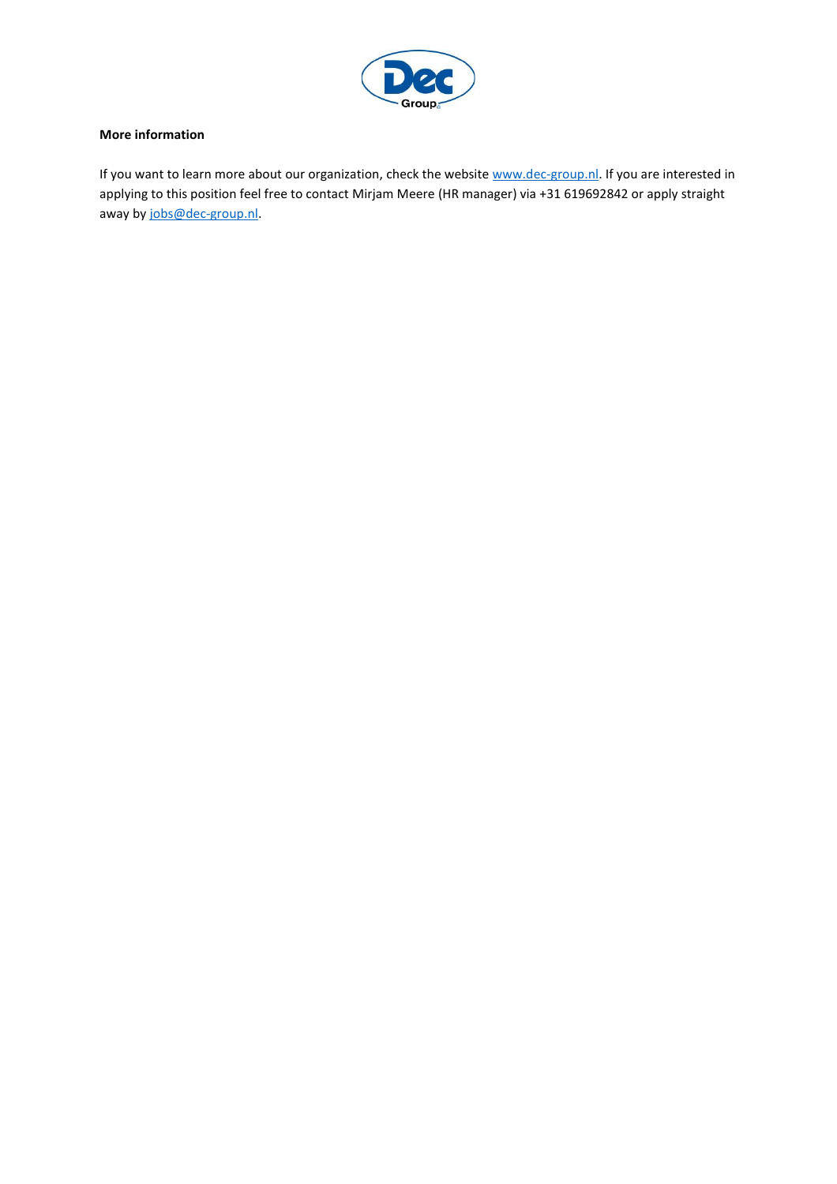**More information**

If you want to learn more about our organization, check the website [www.dec-group.nl](http://www.dec-group.nl). If you are interested in applying to this position feel free to contact Mirjam Meere (HR manager) via +31 619692842 or apply straight away by [jobs@dec-group.nl](mailto:jobs@dec-group.nl).